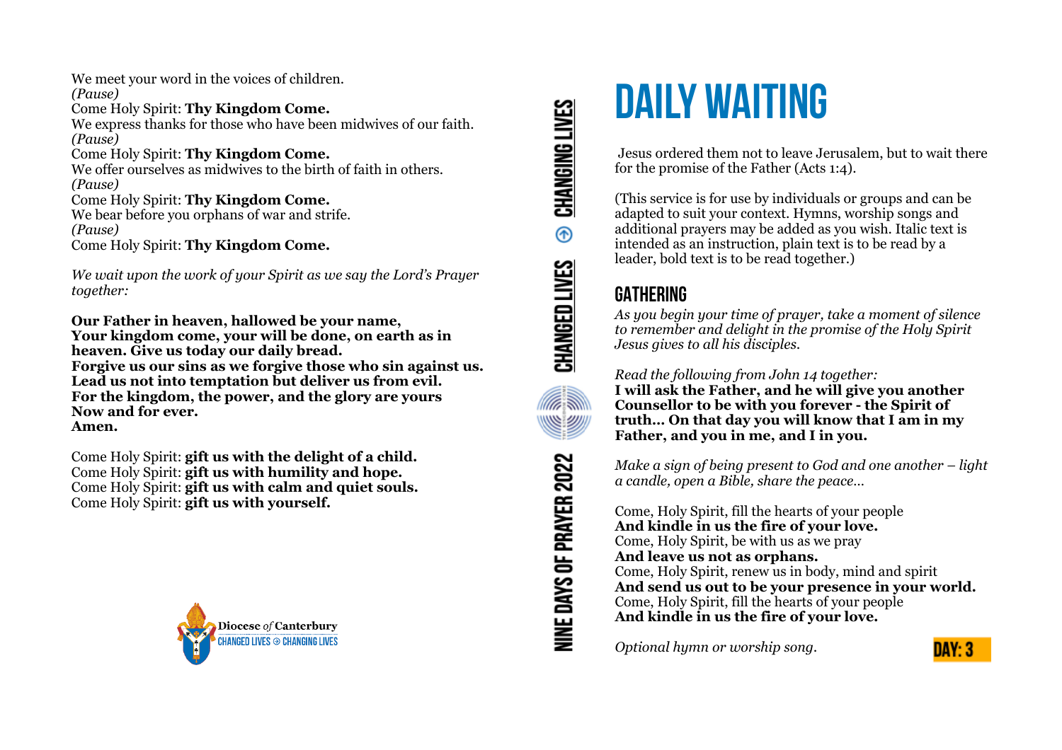We meet your word in the voices of children.
*(Pause)*
Come Holy Spirit: **Thy Kingdom Come.**
We express thanks for those who have been midwives of our faith.
*(Pause)*
Come Holy Spirit: **Thy Kingdom Come.**
We offer ourselves as midwives to the birth of faith in others.
*(Pause)*
Come Holy Spirit: **Thy Kingdom Come.**
We bear before you orphans of war and strife.
*(Pause)*
Come Holy Spirit: **Thy Kingdom Come.**

*We wait upon the work of your Spirit as we say the Lord's Prayer together:*

**Our Father in heaven, hallowed be your name,
Your kingdom come, your will be done, on earth as in heaven. Give us today our daily bread.
Forgive us our sins as we forgive those who sin against us.
Lead us not into temptation but deliver us from evil.
For the kingdom, the power, and the glory are yours
Now and for ever.
Amen.**

Come Holy Spirit: **gift us with the delight of a child.**
Come Holy Spirit: **gift us with humility and hope.**
Come Holy Spirit: **gift us with calm and quiet souls.**
Come Holy Spirit: **gift us with yourself.**

Diocese *of* Canterbury
CHANGED LIVES ⊕ CHANGING LIVES

NINE DAYS OF PRAYER 2022 CHANGED LIVES ⊕ CHANGING LIVES

# DAILY WAITING

Jesus ordered them not to leave Jerusalem, but to wait there for the promise of the Father (Acts 1:4).

(This service is for use by individuals or groups and can be adapted to suit your context. Hymns, worship songs and additional prayers may be added as you wish. Italic text is intended as an instruction, plain text is to be read by a leader, bold text is to be read together.)

## GATHERING

*As you begin your time of prayer, take a moment of silence to remember and delight in the promise of the Holy Spirit Jesus gives to all his disciples.*

*Read the following from John 14 together:*
**I will ask the Father, and he will give you another Counsellor to be with you forever - the Spirit of truth… On that day you will know that I am in my Father, and you in me, and I in you.**

*Make a sign of being present to God and one another – light a candle, open a Bible, share the peace…*

Come, Holy Spirit, fill the hearts of your people
**And kindle in us the fire of your love.**
Come, Holy Spirit, be with us as we pray
**And leave us not as orphans.**
Come, Holy Spirit, renew us in body, mind and spirit
**And send us out to be your presence in your world.**
Come, Holy Spirit, fill the hearts of your people
**And kindle in us the fire of your love.**

*Optional hymn or worship song.*

DAY: 3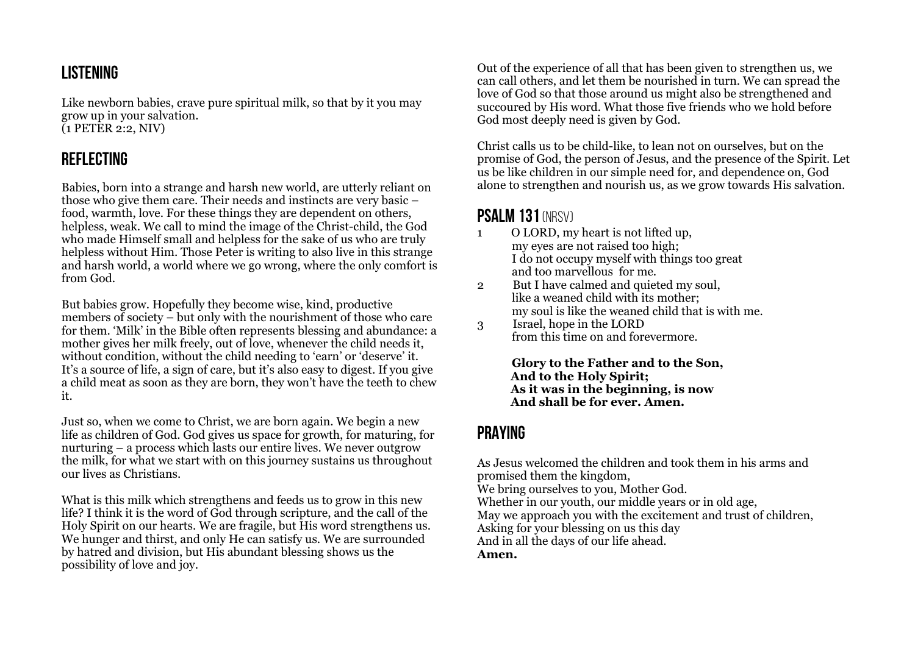## LISTENING

Like newborn babies, crave pure spiritual milk, so that by it you may grow up in your salvation.
(1 PETER 2:2, NIV)

## REFLECTING

Babies, born into a strange and harsh new world, are utterly reliant on those who give them care. Their needs and instincts are very basic – food, warmth, love. For these things they are dependent on others, helpless, weak. We call to mind the image of the Christ-child, the God who made Himself small and helpless for the sake of us who are truly helpless without Him. Those Peter is writing to also live in this strange and harsh world, a world where we go wrong, where the only comfort is from God.

But babies grow. Hopefully they become wise, kind, productive members of society – but only with the nourishment of those who care for them. 'Milk' in the Bible often represents blessing and abundance: a mother gives her milk freely, out of love, whenever the child needs it, without condition, without the child needing to 'earn' or 'deserve' it. It's a source of life, a sign of care, but it's also easy to digest. If you give a child meat as soon as they are born, they won't have the teeth to chew it.

Just so, when we come to Christ, we are born again. We begin a new life as children of God. God gives us space for growth, for maturing, for nurturing – a process which lasts our entire lives. We never outgrow the milk, for what we start with on this journey sustains us throughout our lives as Christians.

What is this milk which strengthens and feeds us to grow in this new life? I think it is the word of God through scripture, and the call of the Holy Spirit on our hearts. We are fragile, but His word strengthens us. We hunger and thirst, and only He can satisfy us. We are surrounded by hatred and division, but His abundant blessing shows us the possibility of love and joy.

Out of the experience of all that has been given to strengthen us, we can call others, and let them be nourished in turn. We can spread the love of God so that those around us might also be strengthened and succoured by His word. What those five friends who we hold before God most deeply need is given by God.

Christ calls us to be child-like, to lean not on ourselves, but on the promise of God, the person of Jesus, and the presence of the Spirit. Let us be like children in our simple need for, and dependence on, God alone to strengthen and nourish us, as we grow towards His salvation.

## PSALM 131 (NRSV)

1 O LORD, my heart is not lifted up,
my eyes are not raised too high;
I do not occupy myself with things too great
and too marvellous for me.

2 But I have calmed and quieted my soul,
like a weaned child with its mother;
my soul is like the weaned child that is with me.

3 Israel, hope in the LORD
from this time on and forevermore.

**Glory to the Father and to the Son,**
**And to the Holy Spirit;**
**As it was in the beginning, is now**
**And shall be for ever. Amen.**

## PRAYING

As Jesus welcomed the children and took them in his arms and promised them the kingdom,
We bring ourselves to you, Mother God.
Whether in our youth, our middle years or in old age,
May we approach you with the excitement and trust of children,
Asking for your blessing on us this day
And in all the days of our life ahead.
**Amen.**